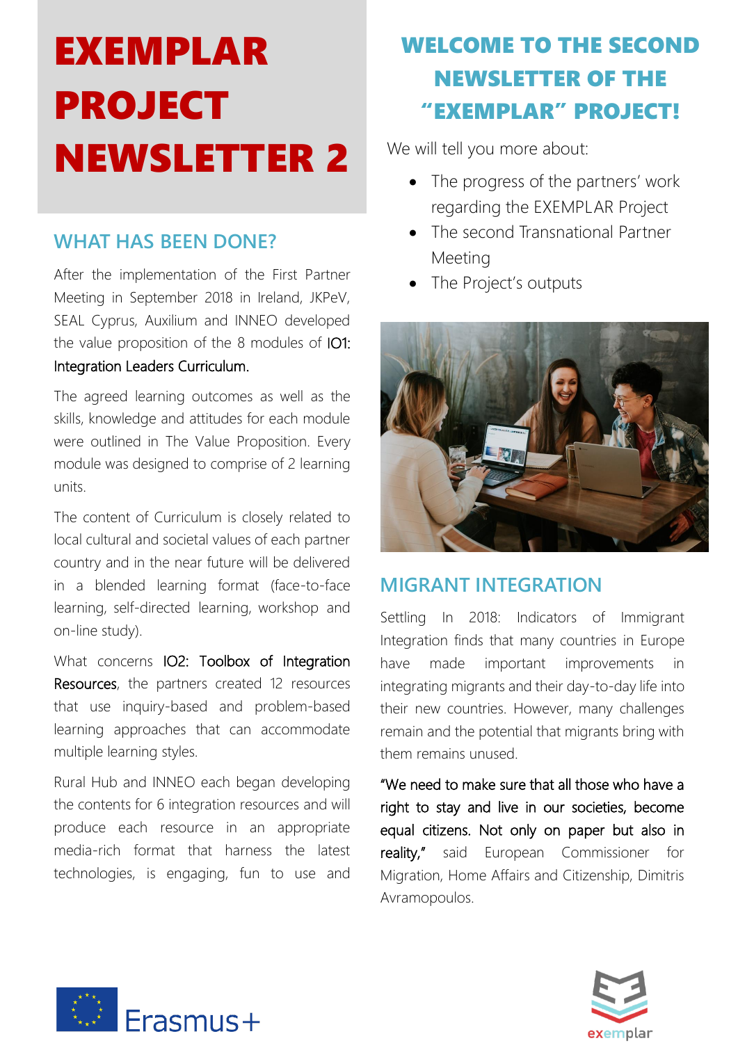# EXEMPLAR PROJECT NEWSLETTER 2

## WELCOME TO THE SECOND NEWSLETTER OF THE "EXEMPLAR" PROJECT!

We will tell you more about:

- The progress of the partners' work regarding the EXEMPLAR Project
- The second Transnational Partner Meeting
- The Project's outputs

## WHAT HAS BEEN DONE?

After the implementation of the First Partner Meeting in September 2018 in Ireland, JKPeV, SEAL Cyprus, Auxilium and INNEO developed the value proposition of the 8 modules of IO1: Integration Leaders Curriculum.

The agreed learning outcomes as well as the skills, knowledge and attitudes for each module were outlined in The Value Proposition. Every module was designed to comprise of 2 learning units.

The content of Curriculum is closely related to local cultural and societal values of each partner country and in the near future will be delivered in a blended learning format (face-to-face learning, self-directed learning, workshop and on-line study).

What concerns IO2: Toolbox of Integration Resources, the partners created 12 resources that use inquiry-based and problem-based learning approaches that can accommodate multiple learning styles.

Rural Hub and INNEO each began developing the contents for 6 integration resources and will produce each resource in an appropriate media-rich format that harness the latest technologies, is engaging, fun to use and

## MIGRANT INTEGRATION

Settling In 2018: Indicators of Immigrant Integration finds that many countries in Europe have made important improvements in integrating migrants and their day-to-day life into their new countries. However, many challenges remain and the potential that migrants bring with them remains unused.

"We need to make sure that all those who have a right to stay and live in our societies, become equal citizens. Not only on paper but also in reality," said European Commissioner for Migration, Home Affairs and Citizenship, Dimitris Avramopoulos.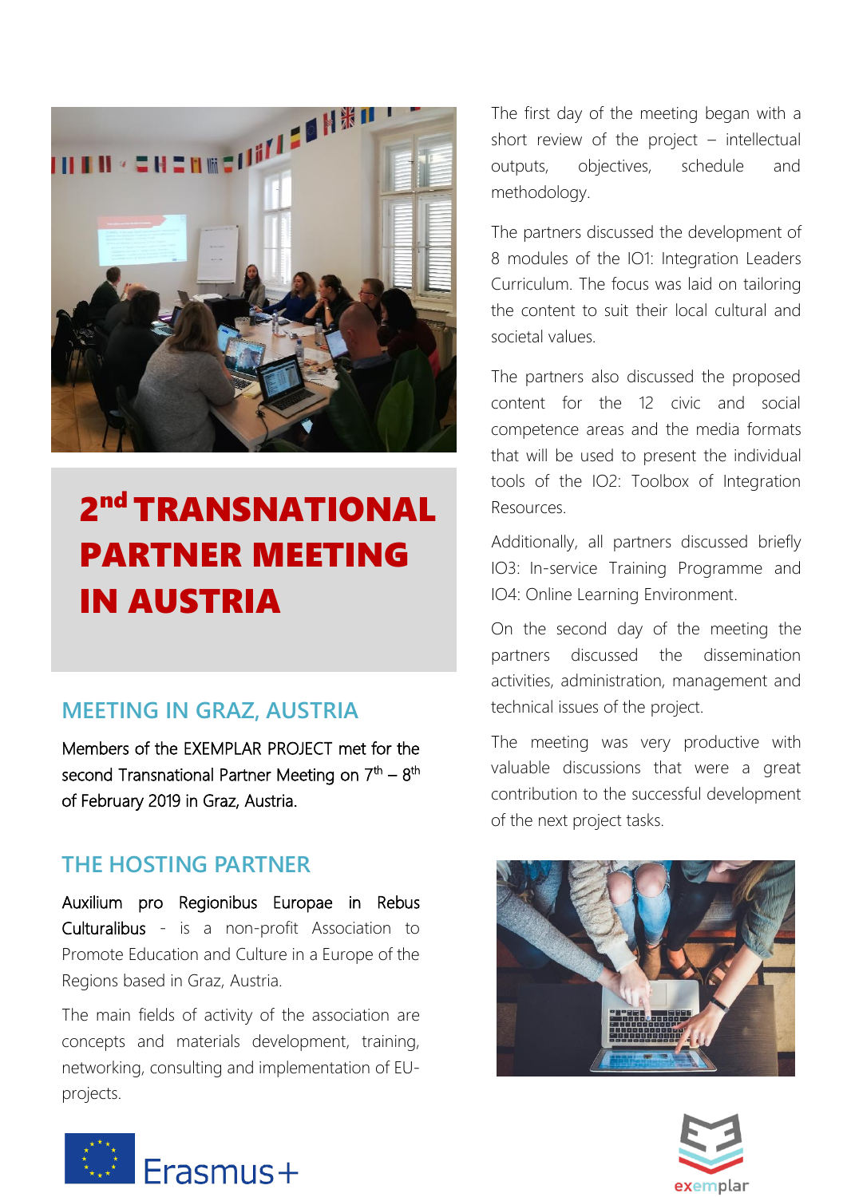# 2nd TRANSNATIONAL PARTNER MEETING IN AUSTRIA

## MEETING IN GRAZ, AUSTRIA

Members of the EXEMPLAR PROJECT met for the second Transnational Partner Meeting on 7th – 8th of February 2019 in Graz, Austria.

## THE HOSTING PARTNER

Auxilium pro Regionibus Europae in Rebus Culturalibus - is a non-profit Association to Promote Education and Culture in a Europe of the Regions based in Graz, Austria.

The main fields of activity of the association are concepts and materials development, training, networking, consulting and implementation of EU-projects.

The first day of the meeting began with a short review of the project – intellectual outputs, objectives, schedule and methodology.

The partners discussed the development of 8 modules of the IO1: Integration Leaders Curriculum. The focus was laid on tailoring the content to suit their local cultural and societal values.

The partners also discussed the proposed content for the 12 civic and social competence areas and the media formats that will be used to present the individual tools of the IO2: Toolbox of Integration Resources.

Additionally, all partners discussed briefly IO3: In-service Training Programme and IO4: Online Learning Environment.

On the second day of the meeting the partners discussed the dissemination activities, administration, management and technical issues of the project.

The meeting was very productive with valuable discussions that were a great contribution to the successful development of the next project tasks.

Erasmus+

exemplar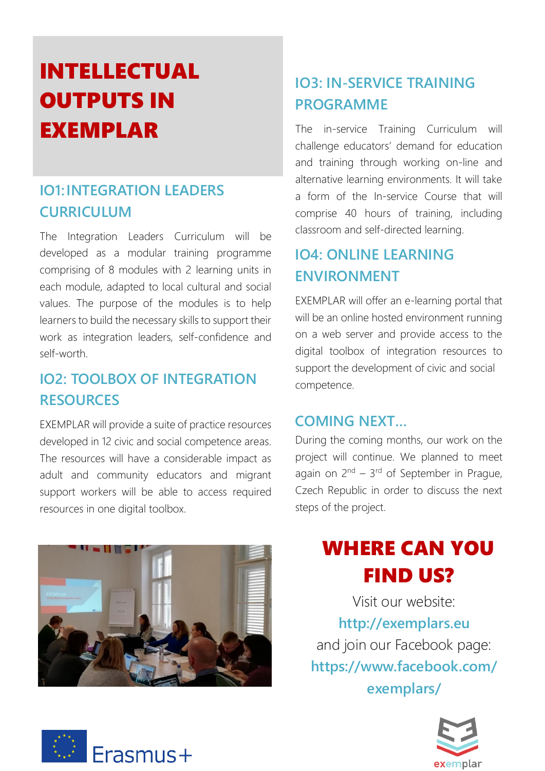# INTELLECTUAL OUTPUTS IN EXEMPLAR

## IO1: INTEGRATION LEADERS CURRICULUM

The Integration Leaders Curriculum will be developed as a modular training programme comprising of 8 modules with 2 learning units in each module, adapted to local cultural and social values. The purpose of the modules is to help learners to build the necessary skills to support their work as integration leaders, self-confidence and self-worth.

## IO2: TOOLBOX OF INTEGRATION RESOURCES

EXEMPLAR will provide a suite of practice resources developed in 12 civic and social competence areas. The resources will have a considerable impact as adult and community educators and migrant support workers will be able to access required resources in one digital toolbox.

## IO3: IN-SERVICE TRAINING PROGRAMME

The in-service Training Curriculum will challenge educators' demand for education and training through working on-line and alternative learning environments. It will take a form of the In-service Course that will comprise 40 hours of training, including classroom and self-directed learning.

## IO4: ONLINE LEARNING ENVIRONMENT

EXEMPLAR will offer an e-learning portal that will be an online hosted environment running on a web server and provide access to the digital toolbox of integration resources to support the development of civic and social competence.

## COMING NEXT...

During the coming months, our work on the project will continue. We planned to meet again on 2nd – 3rd of September in Prague, Czech Republic in order to discuss the next steps of the project.

# WHERE CAN YOU FIND US?

Visit our website:

**http://exemplars.eu**

and join our Facebook page:

**https://www.facebook.com/exemplars/**

Erasmus+

exemplar